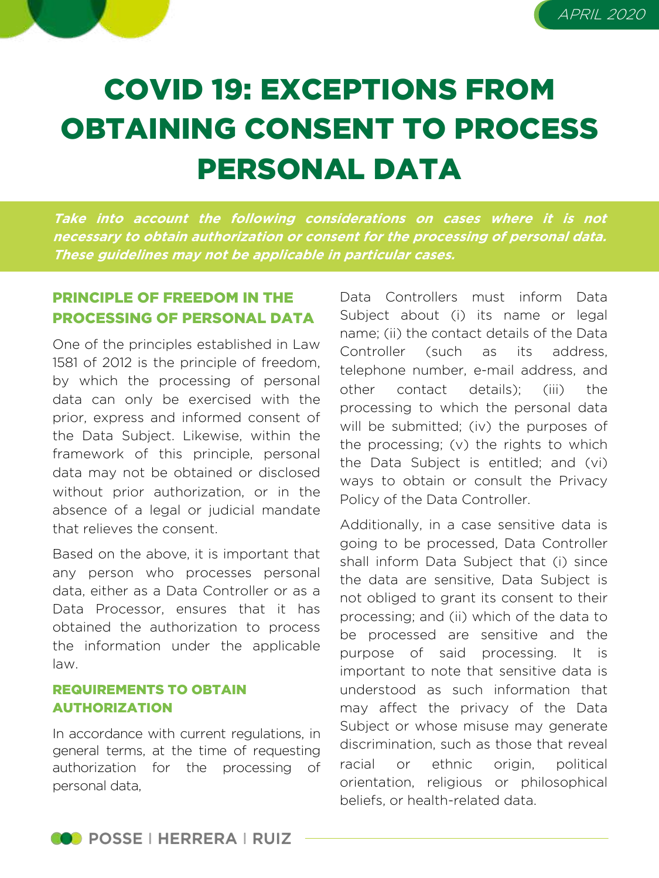APRIL 2020

# COVID 19: EXCEPTIONS FROM OBTAINING CONSENT TO PROCESS PERSONAL DATA

***Take into account the following considerations on cases where it is not necessary to obtain authorization or consent for the processing of personal data. These guidelines may not be applicable in particular cases.***

## PRINCIPLE OF FREEDOM IN THE PROCESSING OF PERSONAL DATA

One of the principles established in Law 1581 of 2012 is the principle of freedom, by which the processing of personal data can only be exercised with the prior, express and informed consent of the Data Subject. Likewise, within the framework of this principle, personal data may not be obtained or disclosed without prior authorization, or in the absence of a legal or judicial mandate that relieves the consent.

Based on the above, it is important that any person who processes personal data, either as a Data Controller or as a Data Processor, ensures that it has obtained the authorization to process the information under the applicable law.

## REQUIREMENTS TO OBTAIN AUTHORIZATION

In accordance with current regulations, in general terms, at the time of requesting authorization for the processing of personal data, Data Controllers must inform Data Subject about (i) its name or legal name; (ii) the contact details of the Data Controller (such as its address, telephone number, e-mail address, and other contact details); (iii) the processing to which the personal data will be submitted; (iv) the purposes of the processing; (v) the rights to which the Data Subject is entitled; and (vi) ways to obtain or consult the Privacy Policy of the Data Controller.

Additionally, in a case sensitive data is going to be processed, Data Controller shall inform Data Subject that (i) since the data are sensitive, Data Subject is not obliged to grant its consent to their processing; and (ii) which of the data to be processed are sensitive and the purpose of said processing. It is important to note that sensitive data is understood as such information that may affect the privacy of the Data Subject or whose misuse may generate discrimination, such as those that reveal racial or ethnic origin, political orientation, religious or philosophical beliefs, or health-related data.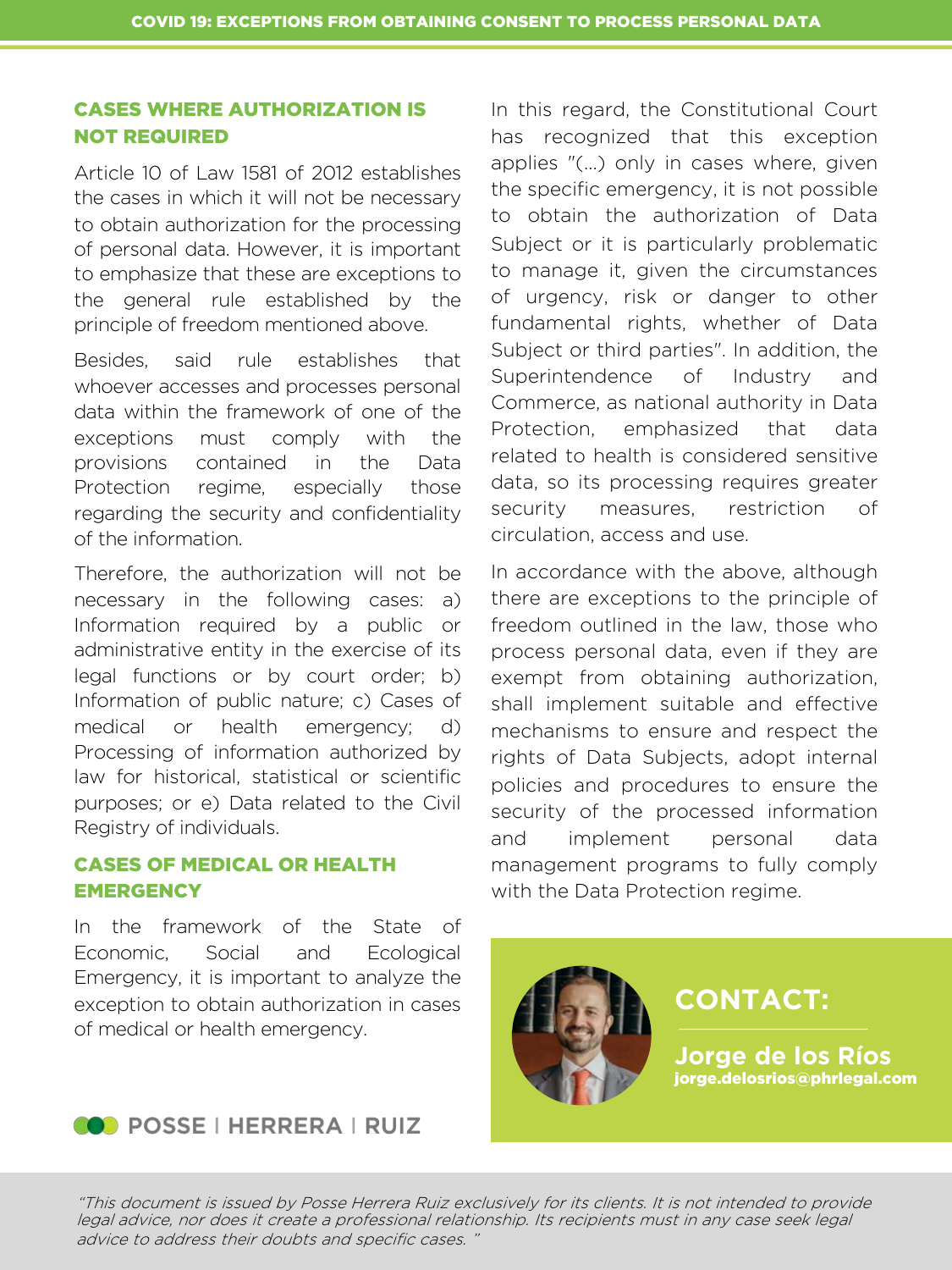## CASES WHERE AUTHORIZATION IS NOT REQUIRED

Article 10 of Law 1581 of 2012 establishes the cases in which it will not be necessary to obtain authorization for the processing of personal data. However, it is important to emphasize that these are exceptions to the general rule established by the principle of freedom mentioned above.

Besides, said rule establishes that whoever accesses and processes personal data within the framework of one of the exceptions must comply with the provisions contained in the Data Protection regime, especially those regarding the security and confidentiality of the information.

Therefore, the authorization will not be necessary in the following cases: a) Information required by a public or administrative entity in the exercise of its legal functions or by court order; b) Information of public nature; c) Cases of medical or health emergency; d) Processing of information authorized by law for historical, statistical or scientific purposes; or e) Data related to the Civil Registry of individuals.

## CASES OF MEDICAL OR HEALTH EMERGENCY

In the framework of the State of Economic, Social and Ecological Emergency, it is important to analyze the exception to obtain authorization in cases of medical or health emergency.

In this regard, the Constitutional Court has recognized that this exception applies "(…) only in cases where, given the specific emergency, it is not possible to obtain the authorization of Data Subject or it is particularly problematic to manage it, given the circumstances of urgency, risk or danger to other fundamental rights, whether of Data Subject or third parties". In addition, the Superintendence of Industry and Commerce, as national authority in Data Protection, emphasized that data related to health is considered sensitive data, so its processing requires greater security measures, restriction of circulation, access and use.

In accordance with the above, although there are exceptions to the principle of freedom outlined in the law, those who process personal data, even if they are exempt from obtaining authorization, shall implement suitable and effective mechanisms to ensure and respect the rights of Data Subjects, adopt internal policies and procedures to ensure the security of the processed information and implement personal data management programs to fully comply with the Data Protection regime.

**CONTACT:**

**Jorge de los Ríos**
jorge.delosrios@phrlegal.com

POSSE | HERRERA | RUIZ

*"This document is issued by Posse Herrera Ruiz exclusively for its clients. It is not intended to provide legal advice, nor does it create a professional relationship. Its recipients must in any case seek legal advice to address their doubts and specific cases. "*